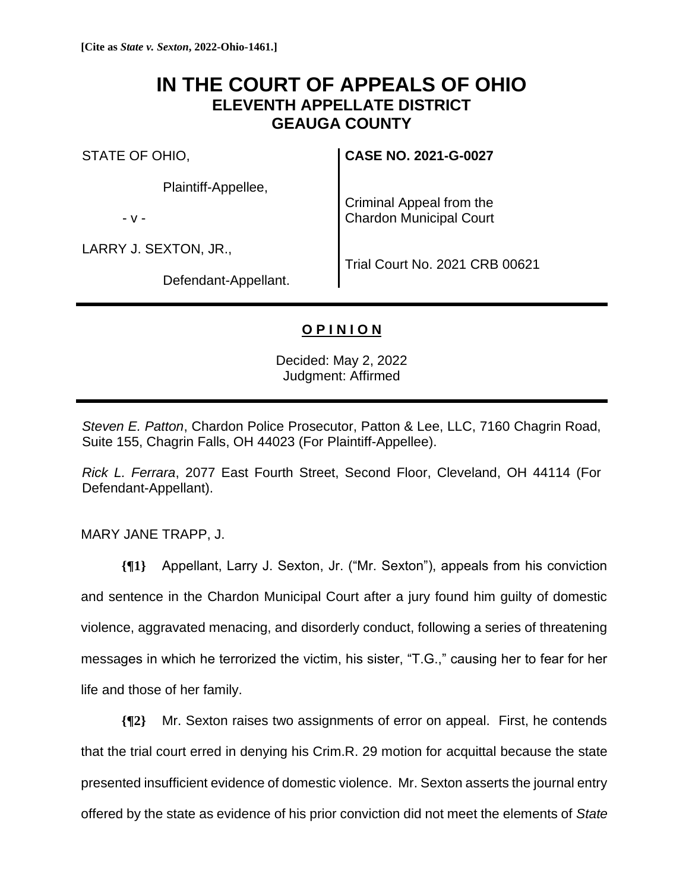**[Cite as *State v. Sexton*, 2022-Ohio-1461.]**

# IN THE COURT OF APPEALS OF OHIO
## ELEVENTH APPELLATE DISTRICT
## GEAUGA COUNTY

| | |
|---|---|
| STATE OF OHIO,<br><br>Plaintiff-Appellee,<br><br>- v -<br><br>LARRY J. SEXTON, JR.,<br><br>Defendant-Appellant. | **CASE NO. 2021-G-0027**<br><br>Criminal Appeal from the Chardon Municipal Court<br><br>Trial Court No. 2021 CRB 00621 |

**O P I N I O N**

Decided: May 2, 2022
Judgment: Affirmed

*Steven E. Patton*, Chardon Police Prosecutor, Patton & Lee, LLC, 7160 Chagrin Road, Suite 155, Chagrin Falls, OH 44023 (For Plaintiff-Appellee).

*Rick L. Ferrara*, 2077 East Fourth Street, Second Floor, Cleveland, OH 44114 (For Defendant-Appellant).

MARY JANE TRAPP, J.

**{¶1}** Appellant, Larry J. Sexton, Jr. ("Mr. Sexton"), appeals from his conviction and sentence in the Chardon Municipal Court after a jury found him guilty of domestic violence, aggravated menacing, and disorderly conduct, following a series of threatening messages in which he terrorized the victim, his sister, "T.G.," causing her to fear for her life and those of her family.

**{¶2}** Mr. Sexton raises two assignments of error on appeal. First, he contends that the trial court erred in denying his Crim.R. 29 motion for acquittal because the state presented insufficient evidence of domestic violence. Mr. Sexton asserts the journal entry offered by the state as evidence of his prior conviction did not meet the elements of *State*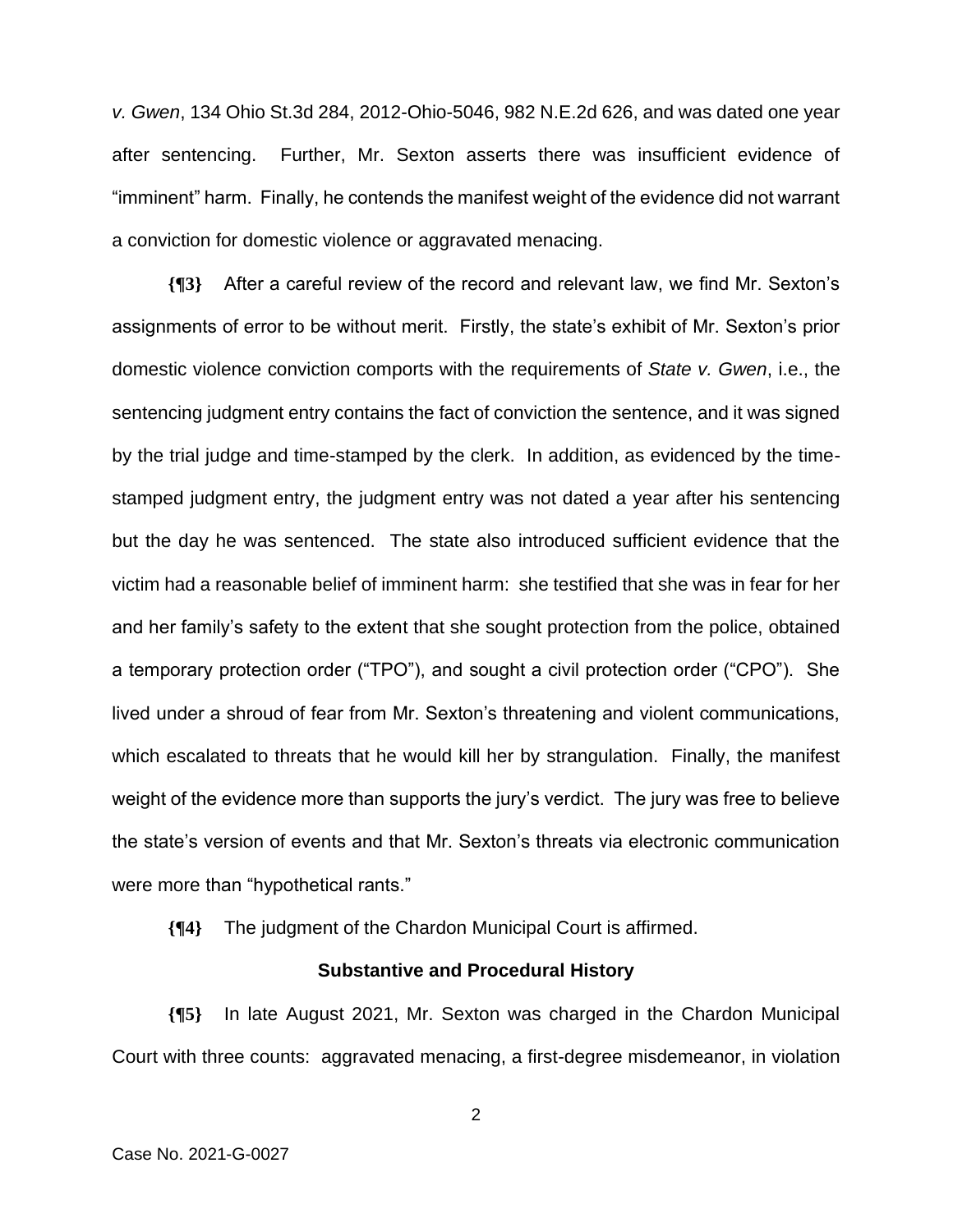*v. Gwen*, 134 Ohio St.3d 284, 2012-Ohio-5046, 982 N.E.2d 626, and was dated one year after sentencing. Further, Mr. Sexton asserts there was insufficient evidence of "imminent" harm. Finally, he contends the manifest weight of the evidence did not warrant a conviction for domestic violence or aggravated menacing.

**{¶3}** After a careful review of the record and relevant law, we find Mr. Sexton's assignments of error to be without merit. Firstly, the state's exhibit of Mr. Sexton's prior domestic violence conviction comports with the requirements of *State v. Gwen*, i.e., the sentencing judgment entry contains the fact of conviction the sentence, and it was signed by the trial judge and time-stamped by the clerk. In addition, as evidenced by the time-stamped judgment entry, the judgment entry was not dated a year after his sentencing but the day he was sentenced. The state also introduced sufficient evidence that the victim had a reasonable belief of imminent harm: she testified that she was in fear for her and her family's safety to the extent that she sought protection from the police, obtained a temporary protection order ("TPO"), and sought a civil protection order ("CPO"). She lived under a shroud of fear from Mr. Sexton's threatening and violent communications, which escalated to threats that he would kill her by strangulation. Finally, the manifest weight of the evidence more than supports the jury's verdict. The jury was free to believe the state's version of events and that Mr. Sexton's threats via electronic communication were more than "hypothetical rants."

**{¶4}** The judgment of the Chardon Municipal Court is affirmed.

## Substantive and Procedural History

**{¶5}** In late August 2021, Mr. Sexton was charged in the Chardon Municipal Court with three counts: aggravated menacing, a first-degree misdemeanor, in violation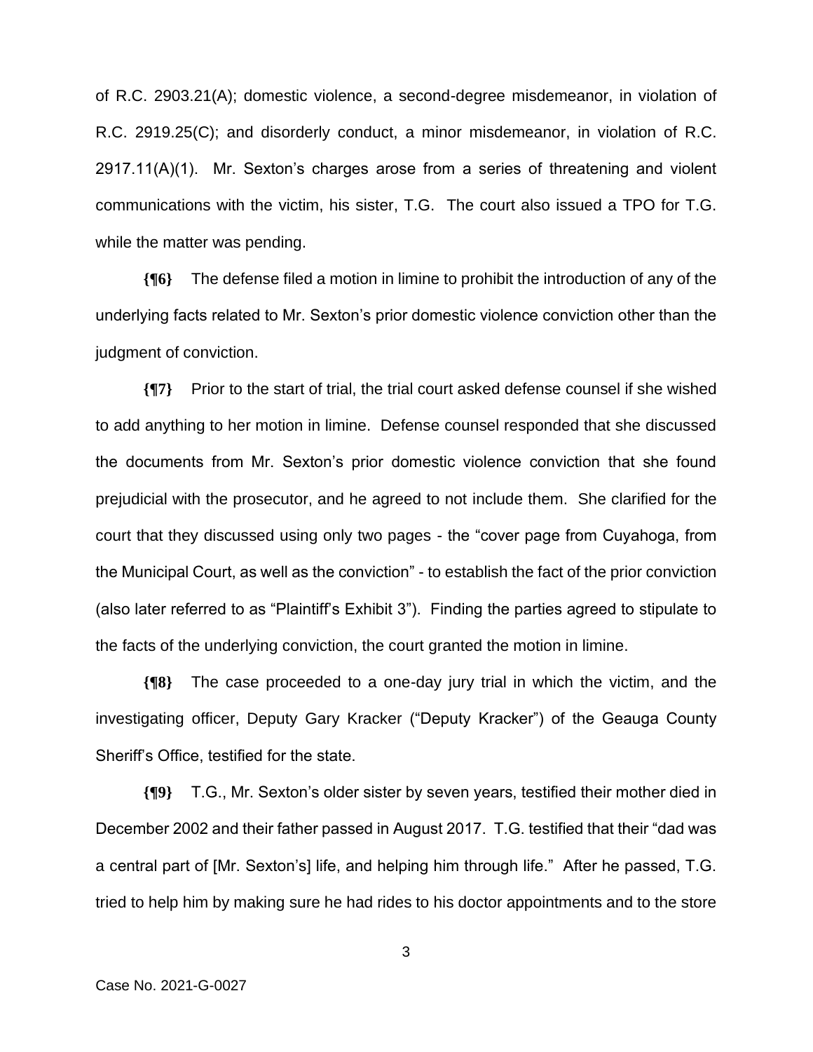of R.C. 2903.21(A); domestic violence, a second-degree misdemeanor, in violation of R.C. 2919.25(C); and disorderly conduct, a minor misdemeanor, in violation of R.C. 2917.11(A)(1). Mr. Sexton's charges arose from a series of threatening and violent communications with the victim, his sister, T.G. The court also issued a TPO for T.G. while the matter was pending.

**{¶6}** The defense filed a motion in limine to prohibit the introduction of any of the underlying facts related to Mr. Sexton's prior domestic violence conviction other than the judgment of conviction.

**{¶7}** Prior to the start of trial, the trial court asked defense counsel if she wished to add anything to her motion in limine. Defense counsel responded that she discussed the documents from Mr. Sexton's prior domestic violence conviction that she found prejudicial with the prosecutor, and he agreed to not include them. She clarified for the court that they discussed using only two pages - the "cover page from Cuyahoga, from the Municipal Court, as well as the conviction" - to establish the fact of the prior conviction (also later referred to as "Plaintiff's Exhibit 3"). Finding the parties agreed to stipulate to the facts of the underlying conviction, the court granted the motion in limine.

**{¶8}** The case proceeded to a one-day jury trial in which the victim, and the investigating officer, Deputy Gary Kracker ("Deputy Kracker") of the Geauga County Sheriff's Office, testified for the state.

**{¶9}** T.G., Mr. Sexton's older sister by seven years, testified their mother died in December 2002 and their father passed in August 2017. T.G. testified that their "dad was a central part of [Mr. Sexton's] life, and helping him through life." After he passed, T.G. tried to help him by making sure he had rides to his doctor appointments and to the store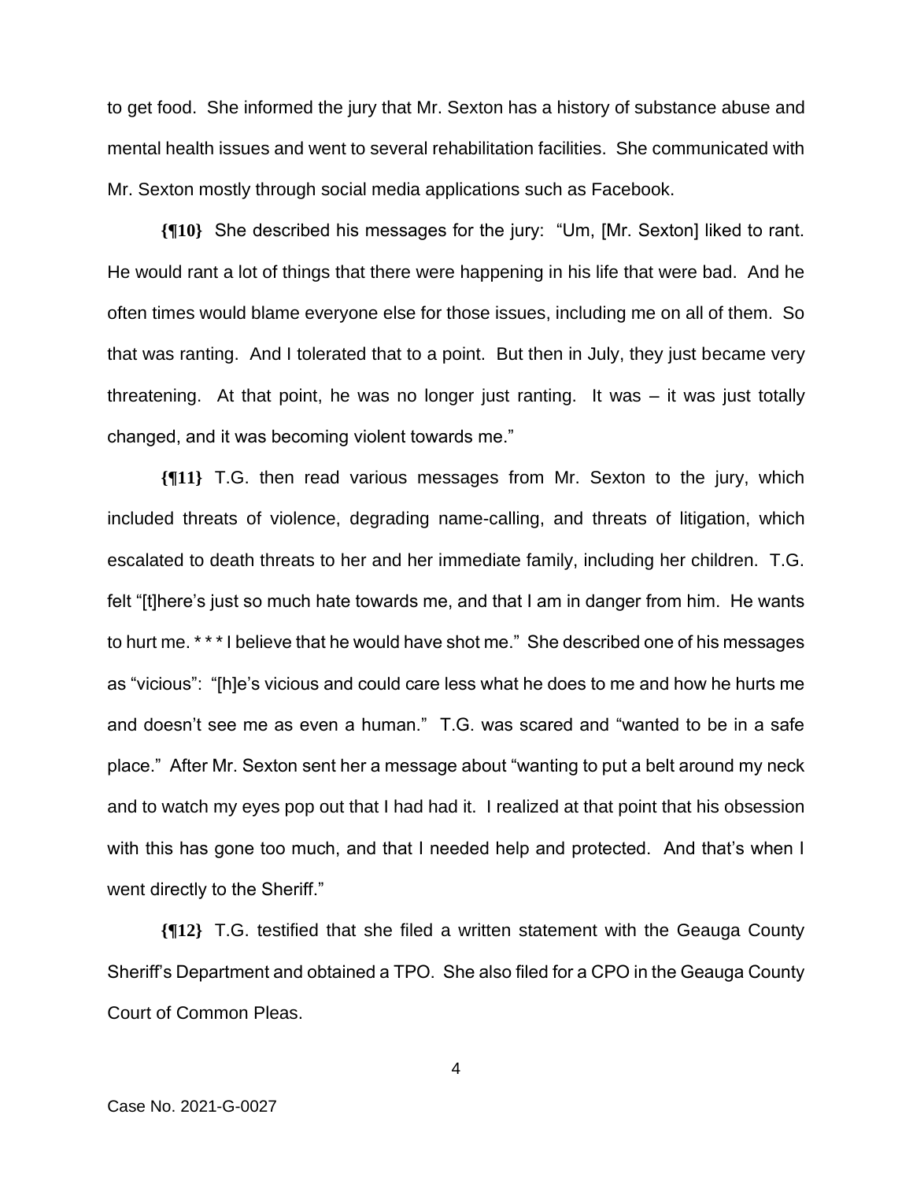to get food. She informed the jury that Mr. Sexton has a history of substance abuse and mental health issues and went to several rehabilitation facilities. She communicated with Mr. Sexton mostly through social media applications such as Facebook.

**{¶10}** She described his messages for the jury: "Um, [Mr. Sexton] liked to rant. He would rant a lot of things that there were happening in his life that were bad. And he often times would blame everyone else for those issues, including me on all of them. So that was ranting. And I tolerated that to a point. But then in July, they just became very threatening. At that point, he was no longer just ranting. It was – it was just totally changed, and it was becoming violent towards me."

**{¶11}** T.G. then read various messages from Mr. Sexton to the jury, which included threats of violence, degrading name-calling, and threats of litigation, which escalated to death threats to her and her immediate family, including her children. T.G. felt "[t]here's just so much hate towards me, and that I am in danger from him. He wants to hurt me. * * * I believe that he would have shot me." She described one of his messages as "vicious": "[h]e's vicious and could care less what he does to me and how he hurts me and doesn't see me as even a human." T.G. was scared and "wanted to be in a safe place." After Mr. Sexton sent her a message about "wanting to put a belt around my neck and to watch my eyes pop out that I had had it. I realized at that point that his obsession with this has gone too much, and that I needed help and protected. And that's when I went directly to the Sheriff."

**{¶12}** T.G. testified that she filed a written statement with the Geauga County Sheriff's Department and obtained a TPO. She also filed for a CPO in the Geauga County Court of Common Pleas.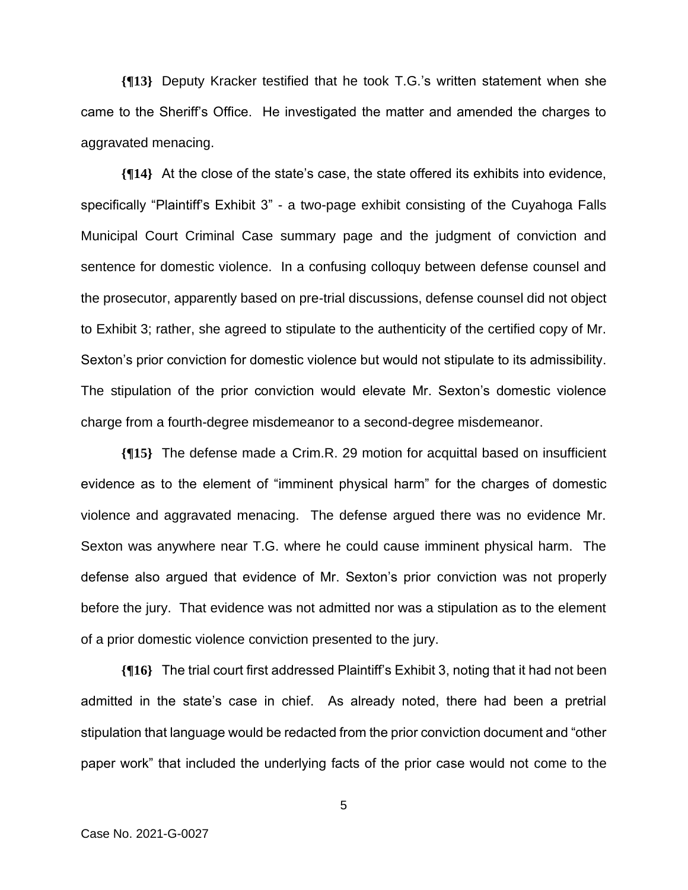**{¶13}** Deputy Kracker testified that he took T.G.'s written statement when she came to the Sheriff's Office. He investigated the matter and amended the charges to aggravated menacing.

**{¶14}** At the close of the state's case, the state offered its exhibits into evidence, specifically "Plaintiff's Exhibit 3" - a two-page exhibit consisting of the Cuyahoga Falls Municipal Court Criminal Case summary page and the judgment of conviction and sentence for domestic violence. In a confusing colloquy between defense counsel and the prosecutor, apparently based on pre-trial discussions, defense counsel did not object to Exhibit 3; rather, she agreed to stipulate to the authenticity of the certified copy of Mr. Sexton's prior conviction for domestic violence but would not stipulate to its admissibility. The stipulation of the prior conviction would elevate Mr. Sexton's domestic violence charge from a fourth-degree misdemeanor to a second-degree misdemeanor.

**{¶15}** The defense made a Crim.R. 29 motion for acquittal based on insufficient evidence as to the element of "imminent physical harm" for the charges of domestic violence and aggravated menacing. The defense argued there was no evidence Mr. Sexton was anywhere near T.G. where he could cause imminent physical harm. The defense also argued that evidence of Mr. Sexton's prior conviction was not properly before the jury. That evidence was not admitted nor was a stipulation as to the element of a prior domestic violence conviction presented to the jury.

**{¶16}** The trial court first addressed Plaintiff's Exhibit 3, noting that it had not been admitted in the state's case in chief. As already noted, there had been a pretrial stipulation that language would be redacted from the prior conviction document and "other paper work" that included the underlying facts of the prior case would not come to the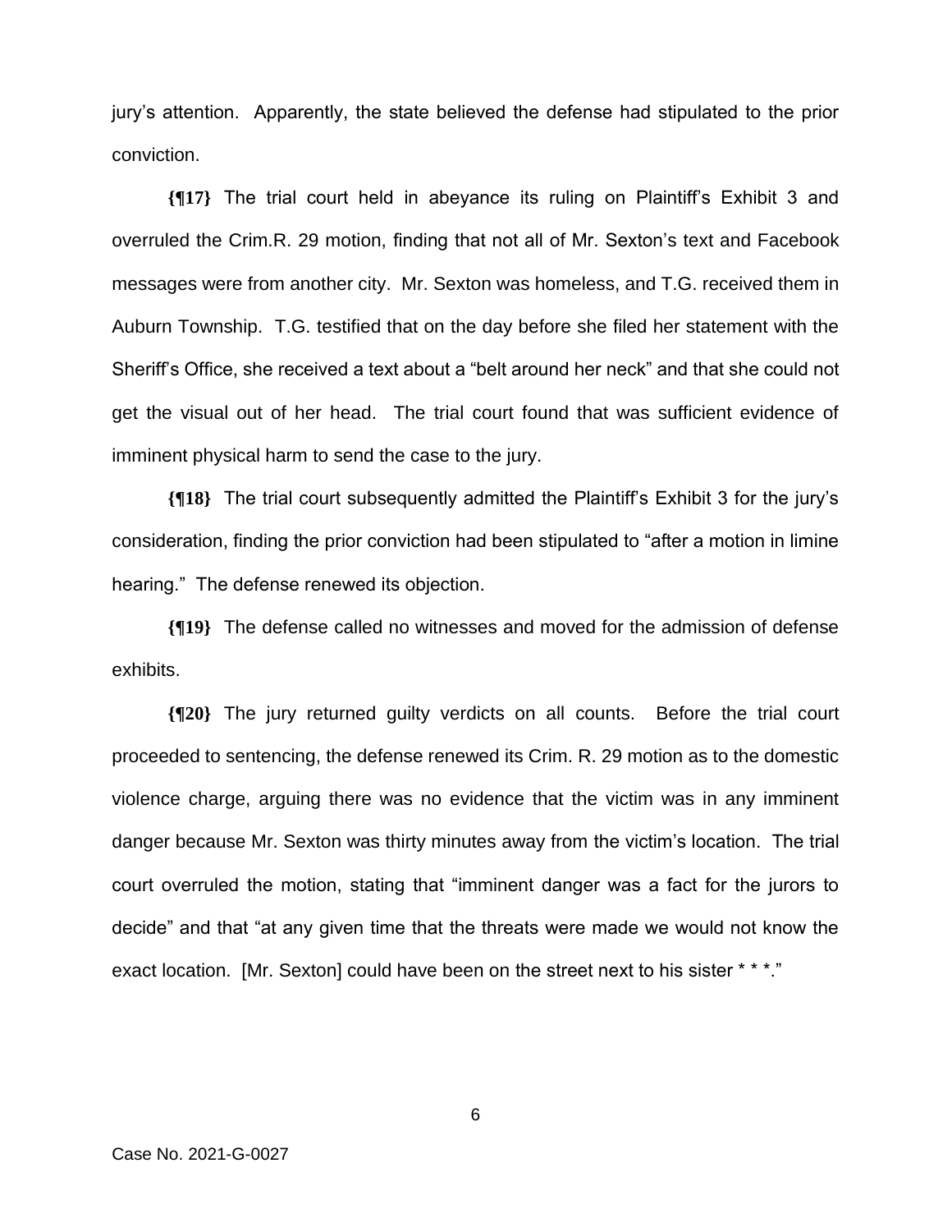jury's attention. Apparently, the state believed the defense had stipulated to the prior conviction.

**{¶17}** The trial court held in abeyance its ruling on Plaintiff's Exhibit 3 and overruled the Crim.R. 29 motion, finding that not all of Mr. Sexton's text and Facebook messages were from another city. Mr. Sexton was homeless, and T.G. received them in Auburn Township. T.G. testified that on the day before she filed her statement with the Sheriff's Office, she received a text about a "belt around her neck" and that she could not get the visual out of her head. The trial court found that was sufficient evidence of imminent physical harm to send the case to the jury.

**{¶18}** The trial court subsequently admitted the Plaintiff's Exhibit 3 for the jury's consideration, finding the prior conviction had been stipulated to "after a motion in limine hearing." The defense renewed its objection.

**{¶19}** The defense called no witnesses and moved for the admission of defense exhibits.

**{¶20}** The jury returned guilty verdicts on all counts. Before the trial court proceeded to sentencing, the defense renewed its Crim. R. 29 motion as to the domestic violence charge, arguing there was no evidence that the victim was in any imminent danger because Mr. Sexton was thirty minutes away from the victim's location. The trial court overruled the motion, stating that "imminent danger was a fact for the jurors to decide" and that "at any given time that the threats were made we would not know the exact location. [Mr. Sexton] could have been on the street next to his sister * * *."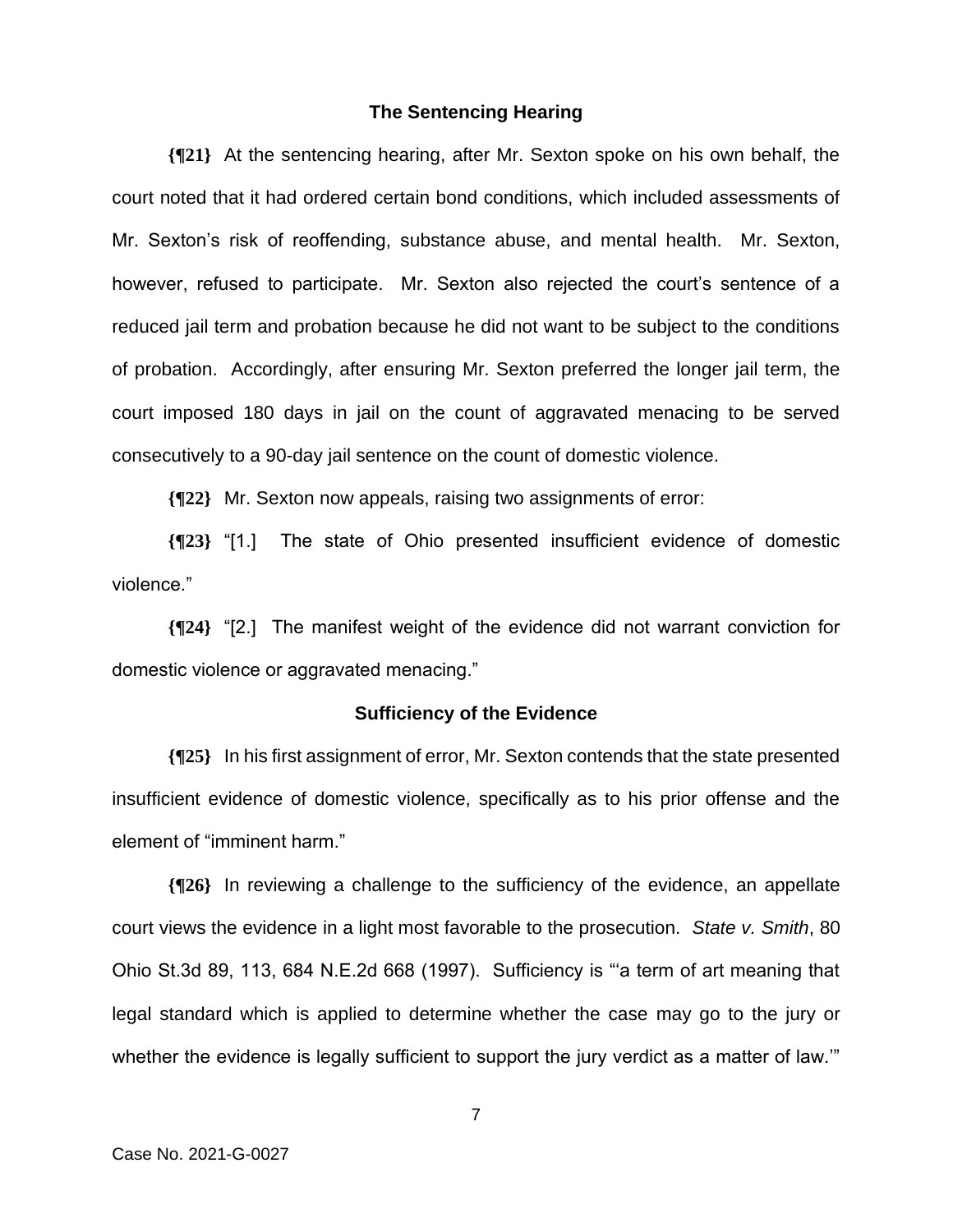### The Sentencing Hearing

**{¶21}** At the sentencing hearing, after Mr. Sexton spoke on his own behalf, the court noted that it had ordered certain bond conditions, which included assessments of Mr. Sexton's risk of reoffending, substance abuse, and mental health. Mr. Sexton, however, refused to participate. Mr. Sexton also rejected the court's sentence of a reduced jail term and probation because he did not want to be subject to the conditions of probation. Accordingly, after ensuring Mr. Sexton preferred the longer jail term, the court imposed 180 days in jail on the count of aggravated menacing to be served consecutively to a 90-day jail sentence on the count of domestic violence.

**{¶22}** Mr. Sexton now appeals, raising two assignments of error:

**{¶23}** "[1.] The state of Ohio presented insufficient evidence of domestic violence."

**{¶24}** "[2.] The manifest weight of the evidence did not warrant conviction for domestic violence or aggravated menacing."

### Sufficiency of the Evidence

**{¶25}** In his first assignment of error, Mr. Sexton contends that the state presented insufficient evidence of domestic violence, specifically as to his prior offense and the element of "imminent harm."

**{¶26}** In reviewing a challenge to the sufficiency of the evidence, an appellate court views the evidence in a light most favorable to the prosecution. *State v. Smith*, 80 Ohio St.3d 89, 113, 684 N.E.2d 668 (1997). Sufficiency is "'a term of art meaning that legal standard which is applied to determine whether the case may go to the jury or whether the evidence is legally sufficient to support the jury verdict as a matter of law.'"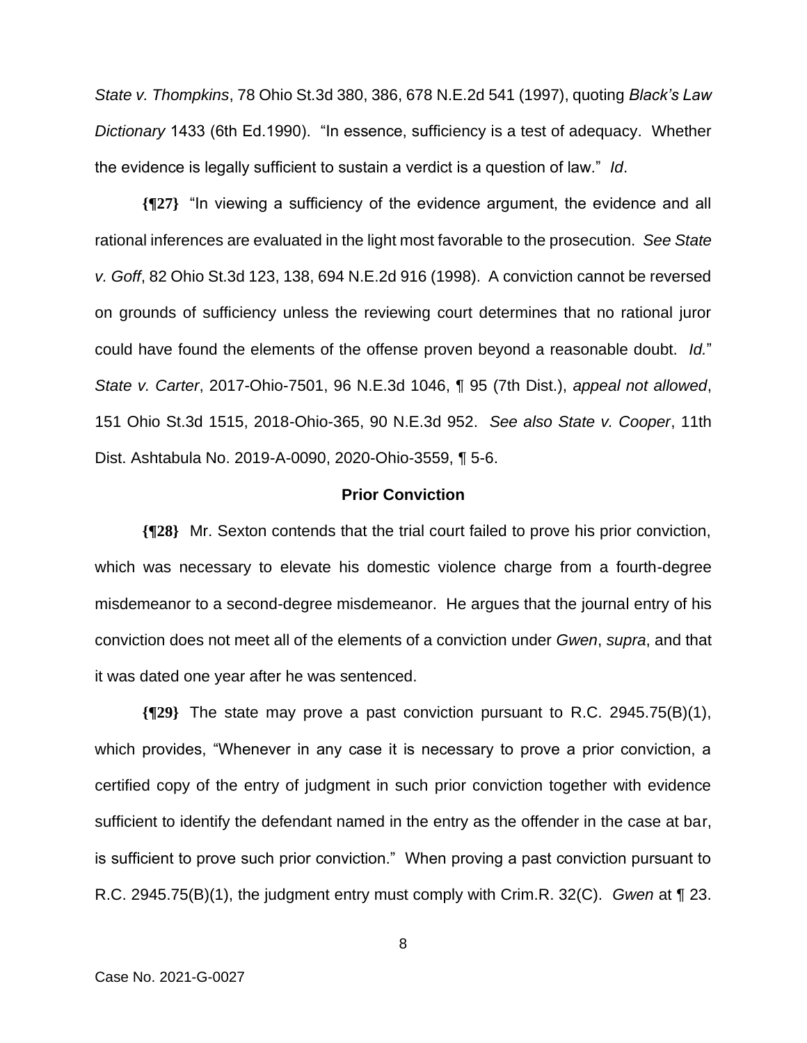*State v. Thompkins*, 78 Ohio St.3d 380, 386, 678 N.E.2d 541 (1997), quoting *Black's Law Dictionary* 1433 (6th Ed.1990). "In essence, sufficiency is a test of adequacy. Whether the evidence is legally sufficient to sustain a verdict is a question of law." *Id*.

**{¶27}** "In viewing a sufficiency of the evidence argument, the evidence and all rational inferences are evaluated in the light most favorable to the prosecution. *See State v. Goff*, 82 Ohio St.3d 123, 138, 694 N.E.2d 916 (1998). A conviction cannot be reversed on grounds of sufficiency unless the reviewing court determines that no rational juror could have found the elements of the offense proven beyond a reasonable doubt. *Id.*" *State v. Carter*, 2017-Ohio-7501, 96 N.E.3d 1046, ¶ 95 (7th Dist.), *appeal not allowed*, 151 Ohio St.3d 1515, 2018-Ohio-365, 90 N.E.3d 952. *See also State v. Cooper*, 11th Dist. Ashtabula No. 2019-A-0090, 2020-Ohio-3559, ¶ 5-6.

## Prior Conviction

**{¶28}** Mr. Sexton contends that the trial court failed to prove his prior conviction, which was necessary to elevate his domestic violence charge from a fourth-degree misdemeanor to a second-degree misdemeanor. He argues that the journal entry of his conviction does not meet all of the elements of a conviction under *Gwen*, *supra*, and that it was dated one year after he was sentenced.

**{¶29}** The state may prove a past conviction pursuant to R.C. 2945.75(B)(1), which provides, "Whenever in any case it is necessary to prove a prior conviction, a certified copy of the entry of judgment in such prior conviction together with evidence sufficient to identify the defendant named in the entry as the offender in the case at bar, is sufficient to prove such prior conviction." When proving a past conviction pursuant to R.C. 2945.75(B)(1), the judgment entry must comply with Crim.R. 32(C). *Gwen* at ¶ 23.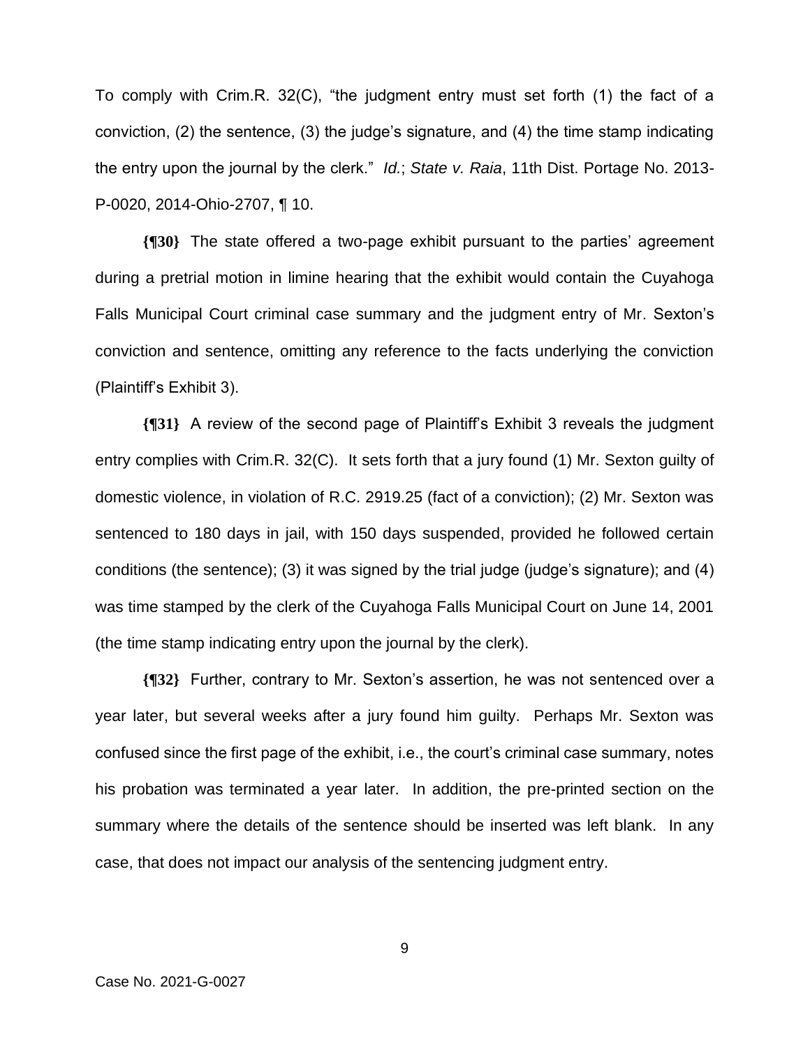To comply with Crim.R. 32(C), "the judgment entry must set forth (1) the fact of a conviction, (2) the sentence, (3) the judge's signature, and (4) the time stamp indicating the entry upon the journal by the clerk." *Id.*; *State v. Raia*, 11th Dist. Portage No. 2013-P-0020, 2014-Ohio-2707, ¶ 10.

**{¶30}** The state offered a two-page exhibit pursuant to the parties' agreement during a pretrial motion in limine hearing that the exhibit would contain the Cuyahoga Falls Municipal Court criminal case summary and the judgment entry of Mr. Sexton's conviction and sentence, omitting any reference to the facts underlying the conviction (Plaintiff's Exhibit 3).

**{¶31}** A review of the second page of Plaintiff's Exhibit 3 reveals the judgment entry complies with Crim.R. 32(C). It sets forth that a jury found (1) Mr. Sexton guilty of domestic violence, in violation of R.C. 2919.25 (fact of a conviction); (2) Mr. Sexton was sentenced to 180 days in jail, with 150 days suspended, provided he followed certain conditions (the sentence); (3) it was signed by the trial judge (judge's signature); and (4) was time stamped by the clerk of the Cuyahoga Falls Municipal Court on June 14, 2001 (the time stamp indicating entry upon the journal by the clerk).

**{¶32}** Further, contrary to Mr. Sexton's assertion, he was not sentenced over a year later, but several weeks after a jury found him guilty. Perhaps Mr. Sexton was confused since the first page of the exhibit, i.e., the court's criminal case summary, notes his probation was terminated a year later. In addition, the pre-printed section on the summary where the details of the sentence should be inserted was left blank. In any case, that does not impact our analysis of the sentencing judgment entry.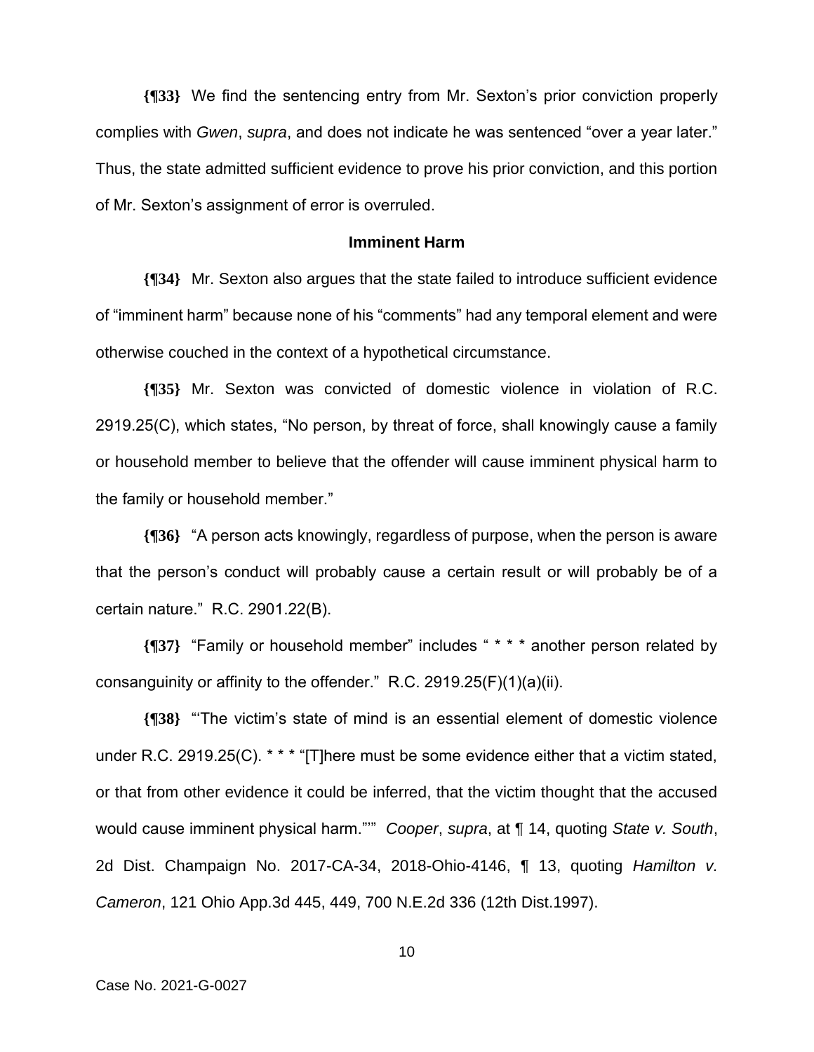**{¶33}** We find the sentencing entry from Mr. Sexton's prior conviction properly complies with *Gwen*, *supra*, and does not indicate he was sentenced "over a year later." Thus, the state admitted sufficient evidence to prove his prior conviction, and this portion of Mr. Sexton's assignment of error is overruled.

**Imminent Harm**

**{¶34}** Mr. Sexton also argues that the state failed to introduce sufficient evidence of "imminent harm" because none of his "comments" had any temporal element and were otherwise couched in the context of a hypothetical circumstance.

**{¶35}** Mr. Sexton was convicted of domestic violence in violation of R.C. 2919.25(C), which states, "No person, by threat of force, shall knowingly cause a family or household member to believe that the offender will cause imminent physical harm to the family or household member."

**{¶36}** "A person acts knowingly, regardless of purpose, when the person is aware that the person's conduct will probably cause a certain result or will probably be of a certain nature." R.C. 2901.22(B).

**{¶37}** "Family or household member" includes " * * * another person related by consanguinity or affinity to the offender." R.C. 2919.25(F)(1)(a)(ii).

**{¶38}** "'The victim's state of mind is an essential element of domestic violence under R.C. 2919.25(C). * * * "[T]here must be some evidence either that a victim stated, or that from other evidence it could be inferred, that the victim thought that the accused would cause imminent physical harm."'" *Cooper*, *supra*, at ¶ 14, quoting *State v. South*, 2d Dist. Champaign No. 2017-CA-34, 2018-Ohio-4146, ¶ 13, quoting *Hamilton v. Cameron*, 121 Ohio App.3d 445, 449, 700 N.E.2d 336 (12th Dist.1997).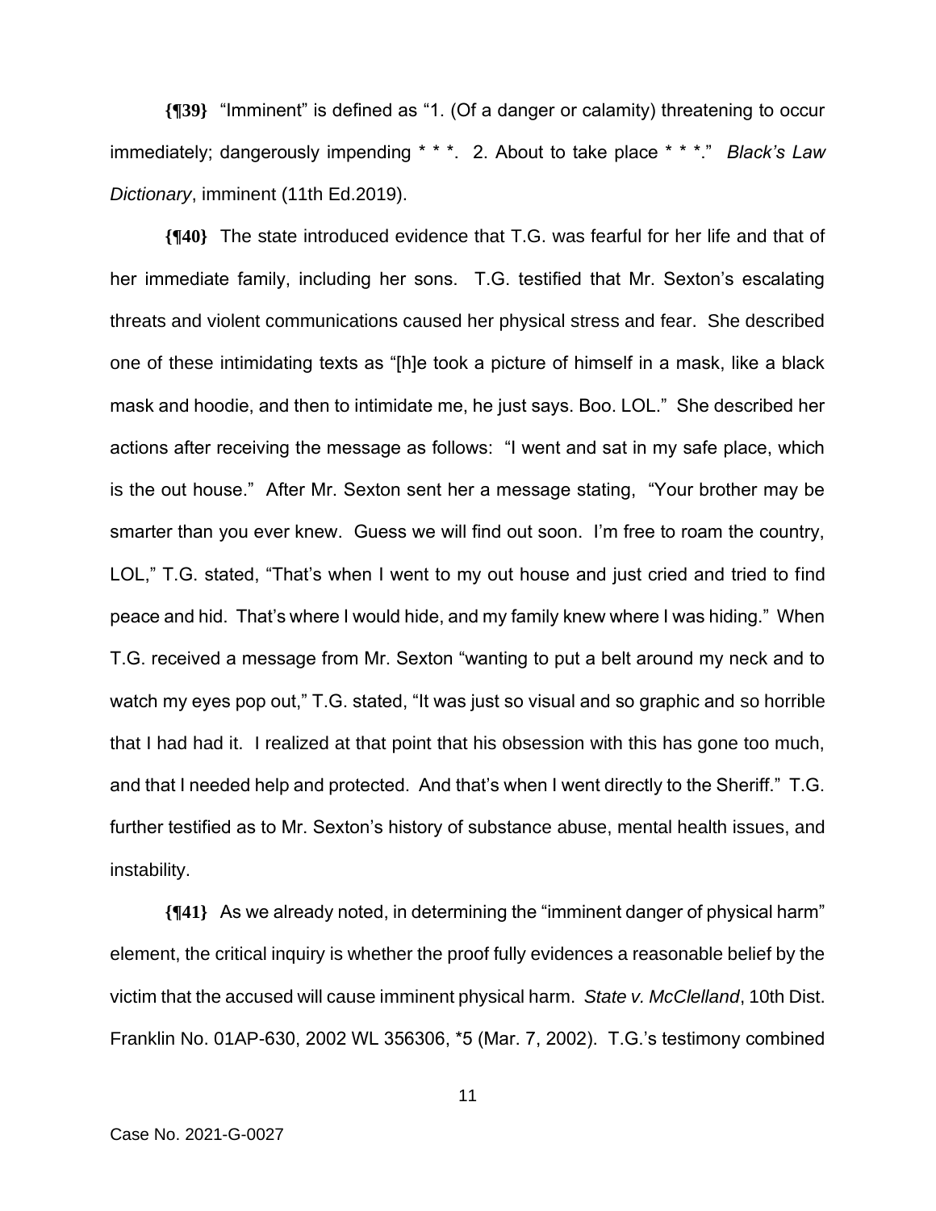**{¶39}** "Imminent" is defined as "1. (Of a danger or calamity) threatening to occur immediately; dangerously impending * * *. 2. About to take place * * *." *Black's Law Dictionary*, imminent (11th Ed.2019).

**{¶40}** The state introduced evidence that T.G. was fearful for her life and that of her immediate family, including her sons. T.G. testified that Mr. Sexton's escalating threats and violent communications caused her physical stress and fear. She described one of these intimidating texts as "[h]e took a picture of himself in a mask, like a black mask and hoodie, and then to intimidate me, he just says. Boo. LOL." She described her actions after receiving the message as follows: "I went and sat in my safe place, which is the out house." After Mr. Sexton sent her a message stating, "Your brother may be smarter than you ever knew. Guess we will find out soon. I'm free to roam the country, LOL," T.G. stated, "That's when I went to my out house and just cried and tried to find peace and hid. That's where I would hide, and my family knew where I was hiding." When T.G. received a message from Mr. Sexton "wanting to put a belt around my neck and to watch my eyes pop out," T.G. stated, "It was just so visual and so graphic and so horrible that I had had it. I realized at that point that his obsession with this has gone too much, and that I needed help and protected. And that's when I went directly to the Sheriff." T.G. further testified as to Mr. Sexton's history of substance abuse, mental health issues, and instability.

**{¶41}** As we already noted, in determining the "imminent danger of physical harm" element, the critical inquiry is whether the proof fully evidences a reasonable belief by the victim that the accused will cause imminent physical harm. *State v. McClelland*, 10th Dist. Franklin No. 01AP-630, 2002 WL 356306, *5 (Mar. 7, 2002). T.G.'s testimony combined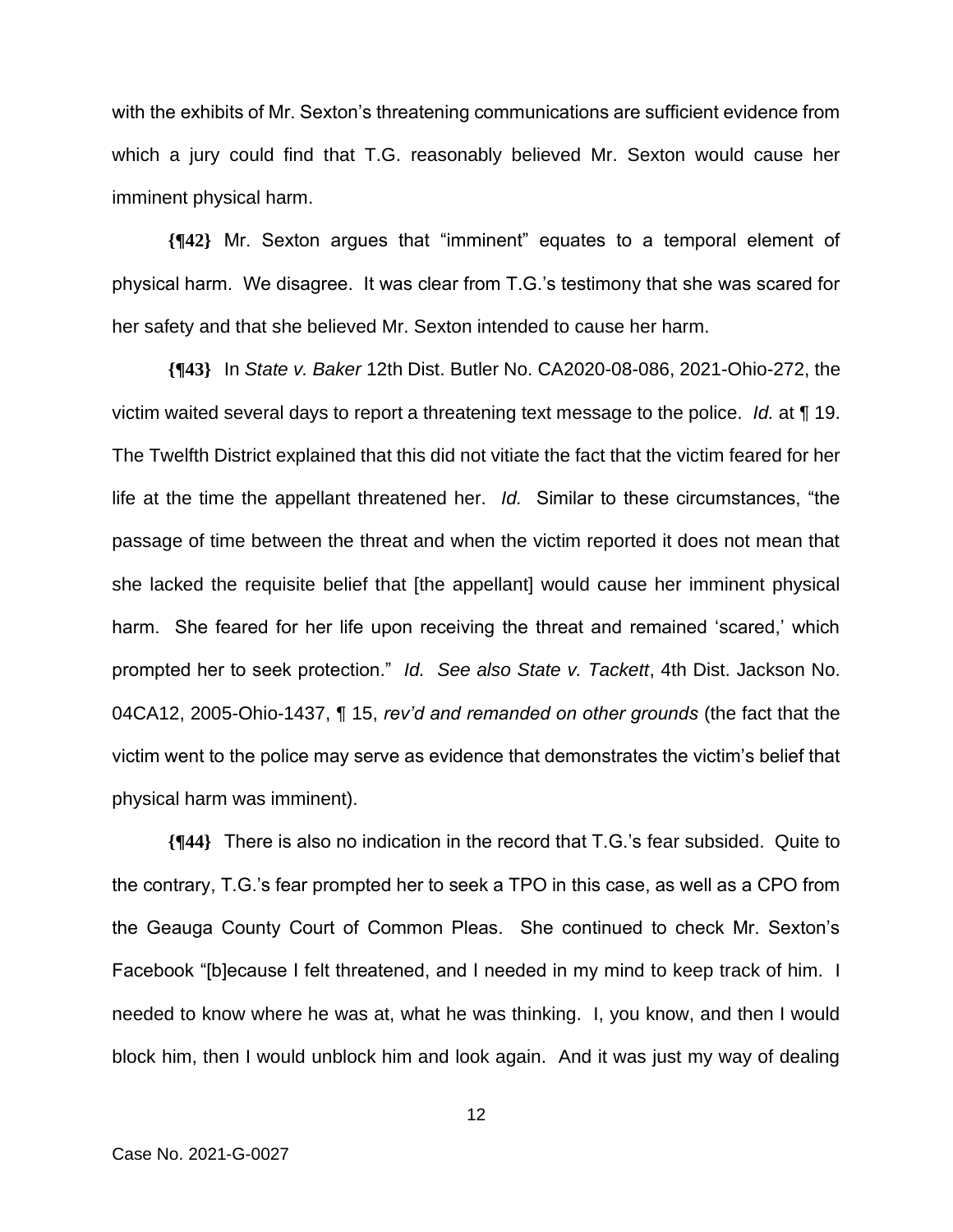with the exhibits of Mr. Sexton's threatening communications are sufficient evidence from which a jury could find that T.G. reasonably believed Mr. Sexton would cause her imminent physical harm.

**{¶42}** Mr. Sexton argues that "imminent" equates to a temporal element of physical harm. We disagree. It was clear from T.G.'s testimony that she was scared for her safety and that she believed Mr. Sexton intended to cause her harm.

**{¶43}** In *State v. Baker* 12th Dist. Butler No. CA2020-08-086, 2021-Ohio-272, the victim waited several days to report a threatening text message to the police. *Id.* at ¶ 19. The Twelfth District explained that this did not vitiate the fact that the victim feared for her life at the time the appellant threatened her. *Id.* Similar to these circumstances, "the passage of time between the threat and when the victim reported it does not mean that she lacked the requisite belief that [the appellant] would cause her imminent physical harm. She feared for her life upon receiving the threat and remained 'scared,' which prompted her to seek protection." *Id. See also State v. Tackett*, 4th Dist. Jackson No. 04CA12, 2005-Ohio-1437, ¶ 15, *rev'd and remanded on other grounds* (the fact that the victim went to the police may serve as evidence that demonstrates the victim's belief that physical harm was imminent).

**{¶44}** There is also no indication in the record that T.G.'s fear subsided. Quite to the contrary, T.G.'s fear prompted her to seek a TPO in this case, as well as a CPO from the Geauga County Court of Common Pleas. She continued to check Mr. Sexton's Facebook "[b]ecause I felt threatened, and I needed in my mind to keep track of him. I needed to know where he was at, what he was thinking. I, you know, and then I would block him, then I would unblock him and look again. And it was just my way of dealing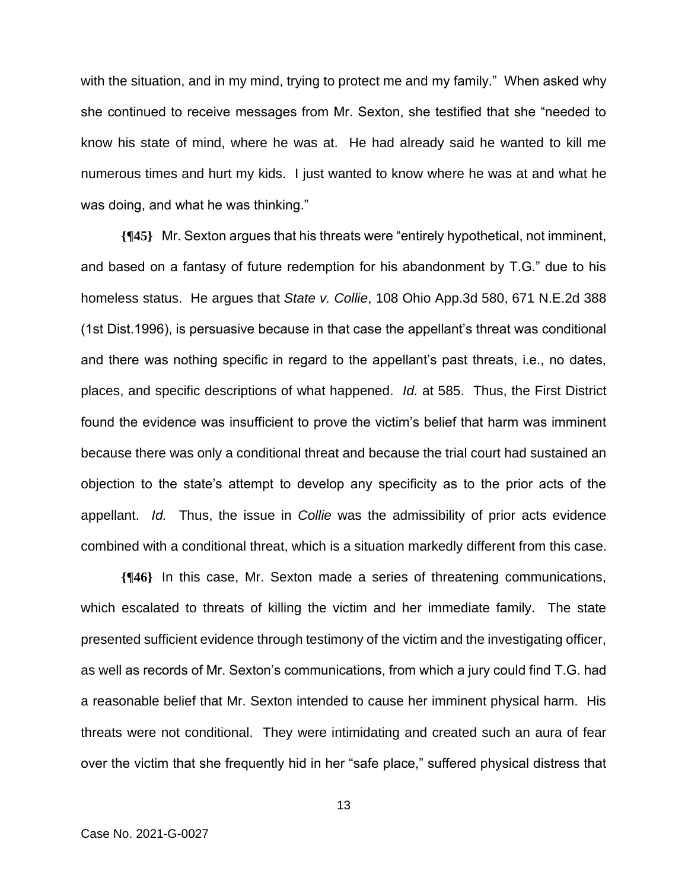with the situation, and in my mind, trying to protect me and my family." When asked why she continued to receive messages from Mr. Sexton, she testified that she "needed to know his state of mind, where he was at. He had already said he wanted to kill me numerous times and hurt my kids. I just wanted to know where he was at and what he was doing, and what he was thinking."

**{¶45}** Mr. Sexton argues that his threats were "entirely hypothetical, not imminent, and based on a fantasy of future redemption for his abandonment by T.G." due to his homeless status. He argues that *State v. Collie*, 108 Ohio App.3d 580, 671 N.E.2d 388 (1st Dist.1996), is persuasive because in that case the appellant's threat was conditional and there was nothing specific in regard to the appellant's past threats, i.e., no dates, places, and specific descriptions of what happened. *Id.* at 585. Thus, the First District found the evidence was insufficient to prove the victim's belief that harm was imminent because there was only a conditional threat and because the trial court had sustained an objection to the state's attempt to develop any specificity as to the prior acts of the appellant. *Id.* Thus, the issue in *Collie* was the admissibility of prior acts evidence combined with a conditional threat, which is a situation markedly different from this case.

**{¶46}** In this case, Mr. Sexton made a series of threatening communications, which escalated to threats of killing the victim and her immediate family. The state presented sufficient evidence through testimony of the victim and the investigating officer, as well as records of Mr. Sexton's communications, from which a jury could find T.G. had a reasonable belief that Mr. Sexton intended to cause her imminent physical harm. His threats were not conditional. They were intimidating and created such an aura of fear over the victim that she frequently hid in her "safe place," suffered physical distress that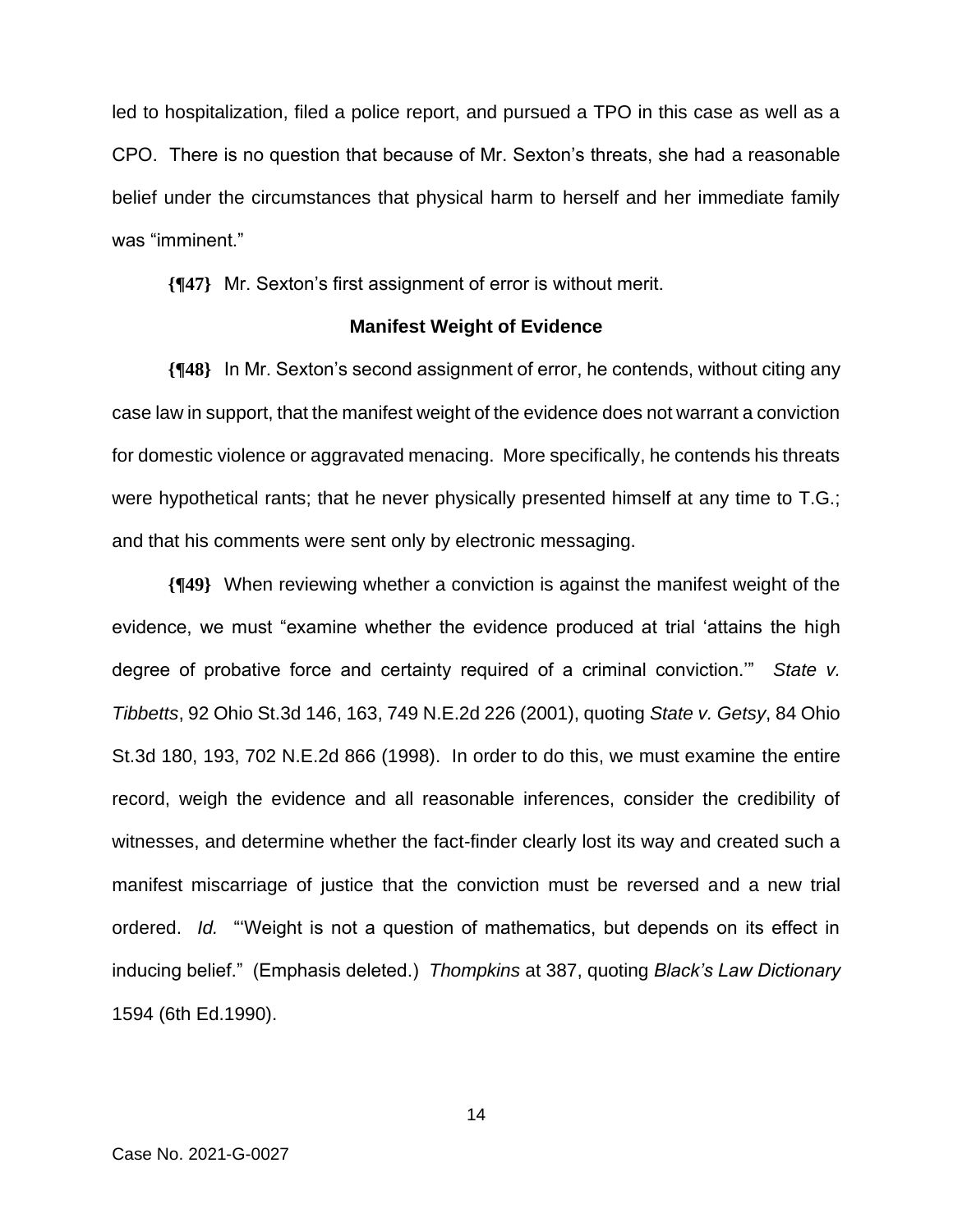led to hospitalization, filed a police report, and pursued a TPO in this case as well as a CPO. There is no question that because of Mr. Sexton's threats, she had a reasonable belief under the circumstances that physical harm to herself and her immediate family was "imminent."

**{¶47}** Mr. Sexton's first assignment of error is without merit.

**Manifest Weight of Evidence**

**{¶48}** In Mr. Sexton's second assignment of error, he contends, without citing any case law in support, that the manifest weight of the evidence does not warrant a conviction for domestic violence or aggravated menacing. More specifically, he contends his threats were hypothetical rants; that he never physically presented himself at any time to T.G.; and that his comments were sent only by electronic messaging.

**{¶49}** When reviewing whether a conviction is against the manifest weight of the evidence, we must "examine whether the evidence produced at trial 'attains the high degree of probative force and certainty required of a criminal conviction.'" *State v. Tibbetts*, 92 Ohio St.3d 146, 163, 749 N.E.2d 226 (2001), quoting *State v. Getsy*, 84 Ohio St.3d 180, 193, 702 N.E.2d 866 (1998). In order to do this, we must examine the entire record, weigh the evidence and all reasonable inferences, consider the credibility of witnesses, and determine whether the fact-finder clearly lost its way and created such a manifest miscarriage of justice that the conviction must be reversed and a new trial ordered. *Id.* "'Weight is not a question of mathematics, but depends on its effect in inducing belief." (Emphasis deleted.) *Thompkins* at 387, quoting *Black's Law Dictionary* 1594 (6th Ed.1990).

Case No. 2021-G-0027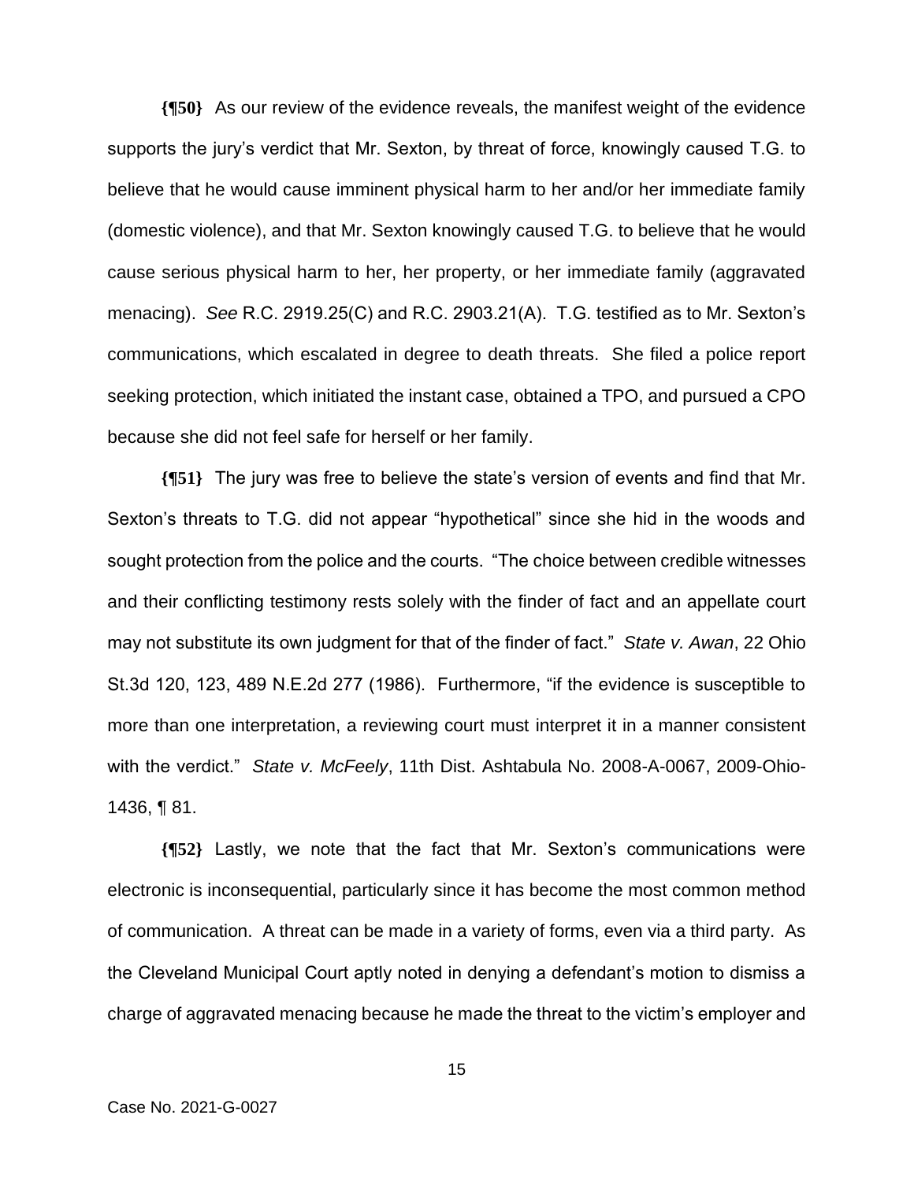**{¶50}** As our review of the evidence reveals, the manifest weight of the evidence supports the jury's verdict that Mr. Sexton, by threat of force, knowingly caused T.G. to believe that he would cause imminent physical harm to her and/or her immediate family (domestic violence), and that Mr. Sexton knowingly caused T.G. to believe that he would cause serious physical harm to her, her property, or her immediate family (aggravated menacing). *See* R.C. 2919.25(C) and R.C. 2903.21(A). T.G. testified as to Mr. Sexton's communications, which escalated in degree to death threats. She filed a police report seeking protection, which initiated the instant case, obtained a TPO, and pursued a CPO because she did not feel safe for herself or her family.

**{¶51}** The jury was free to believe the state's version of events and find that Mr. Sexton's threats to T.G. did not appear "hypothetical" since she hid in the woods and sought protection from the police and the courts. "The choice between credible witnesses and their conflicting testimony rests solely with the finder of fact and an appellate court may not substitute its own judgment for that of the finder of fact." *State v. Awan*, 22 Ohio St.3d 120, 123, 489 N.E.2d 277 (1986). Furthermore, "if the evidence is susceptible to more than one interpretation, a reviewing court must interpret it in a manner consistent with the verdict." *State v. McFeely*, 11th Dist. Ashtabula No. 2008-A-0067, 2009-Ohio-1436, ¶ 81.

**{¶52}** Lastly, we note that the fact that Mr. Sexton's communications were electronic is inconsequential, particularly since it has become the most common method of communication. A threat can be made in a variety of forms, even via a third party. As the Cleveland Municipal Court aptly noted in denying a defendant's motion to dismiss a charge of aggravated menacing because he made the threat to the victim's employer and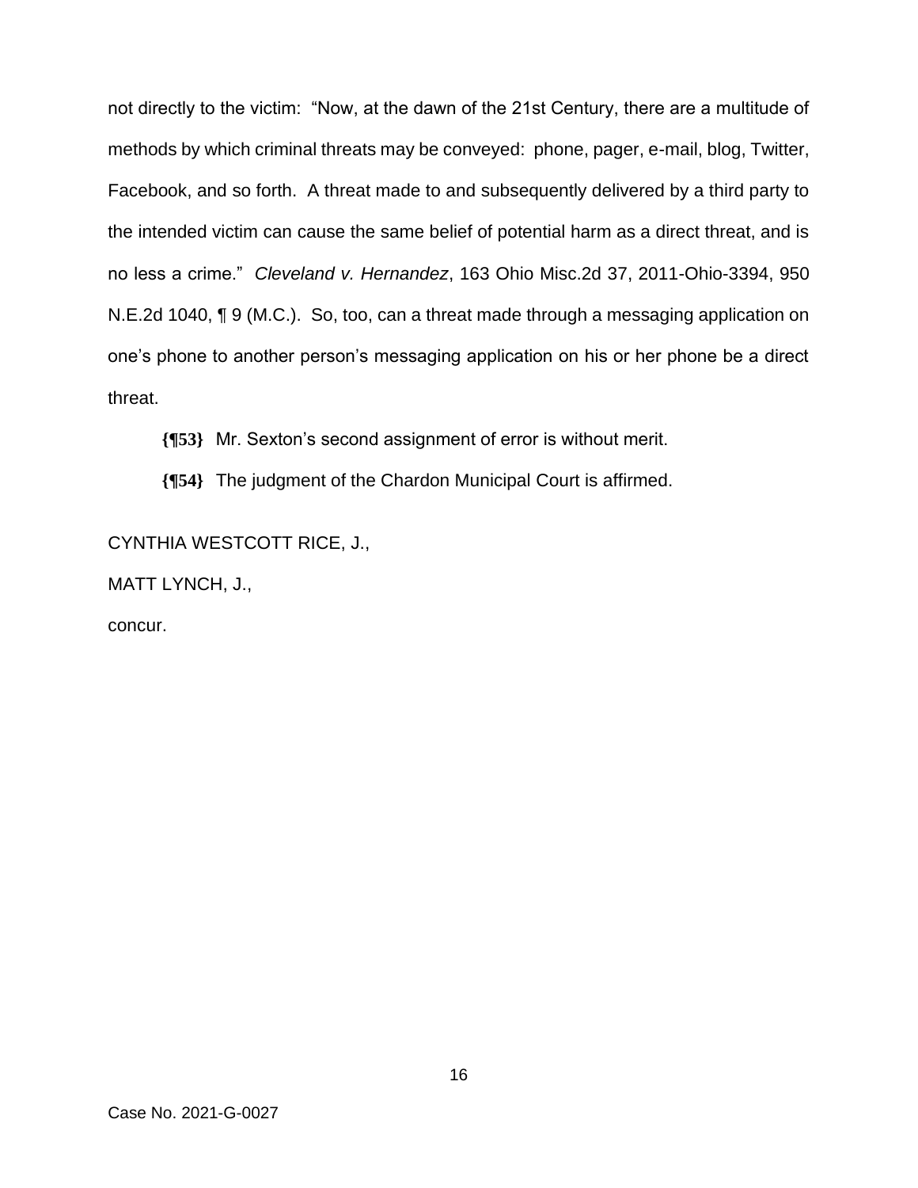not directly to the victim: "Now, at the dawn of the 21st Century, there are a multitude of methods by which criminal threats may be conveyed: phone, pager, e-mail, blog, Twitter, Facebook, and so forth. A threat made to and subsequently delivered by a third party to the intended victim can cause the same belief of potential harm as a direct threat, and is no less a crime." *Cleveland v. Hernandez*, 163 Ohio Misc.2d 37, 2011-Ohio-3394, 950 N.E.2d 1040, ¶ 9 (M.C.). So, too, can a threat made through a messaging application on one's phone to another person's messaging application on his or her phone be a direct threat.

**{¶53}** Mr. Sexton's second assignment of error is without merit.

**{¶54}** The judgment of the Chardon Municipal Court is affirmed.

CYNTHIA WESTCOTT RICE, J.,

MATT LYNCH, J.,

concur.

Case No. 2021-G-0027